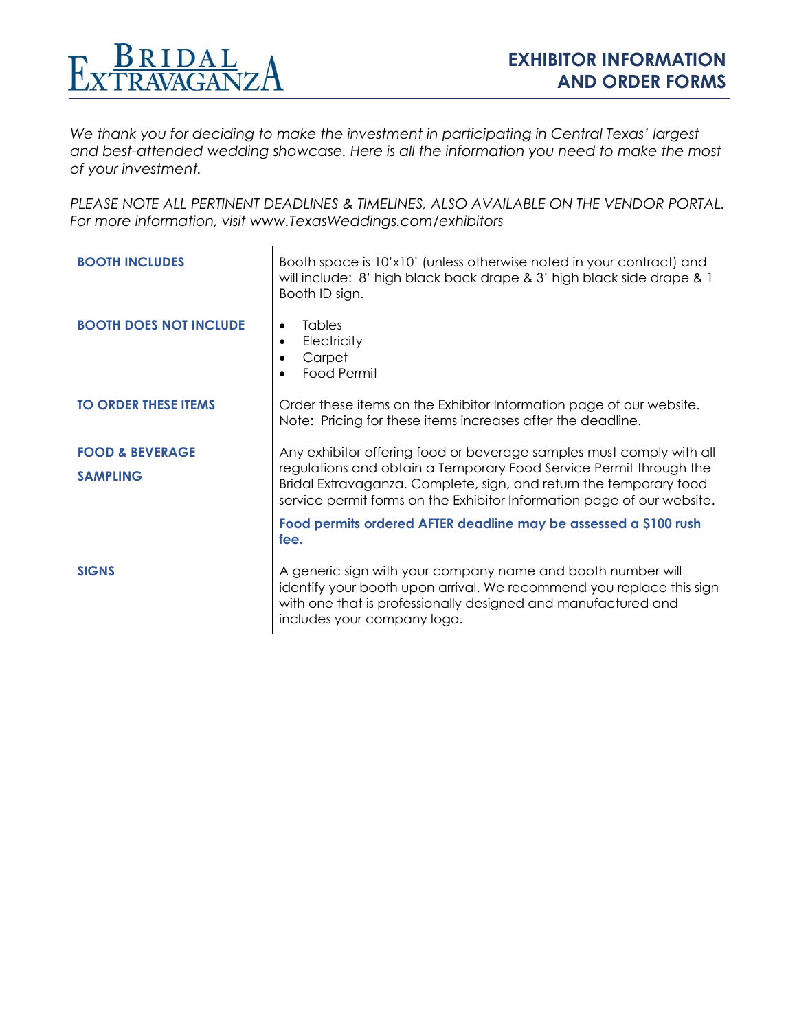# BRIDAL EXTRAVAGANZA

## EXHIBITOR INFORMATION AND ORDER FORMS

*We thank you for deciding to make the investment in participating in Central Texas' largest and best-attended wedding showcase. Here is all the information you need to make the most of your investment.*

*PLEASE NOTE ALL PERTINENT DEADLINES & TIMELINES, ALSO AVAILABLE ON THE VENDOR PORTAL. For more information, visit www.TexasWeddings.com/exhibitors*

**BOOTH INCLUDES**

Booth space is 10'x10' (unless otherwise noted in your contract) and will include: 8' high black back drape & 3' high black side drape & 1 Booth ID sign.

**BOOTH DOES NOT INCLUDE**

- Tables
- Electricity
- Carpet
- Food Permit

**TO ORDER THESE ITEMS**

Order these items on the Exhibitor Information page of our website. Note: Pricing for these items increases after the deadline.

**FOOD & BEVERAGE SAMPLING**

Any exhibitor offering food or beverage samples must comply with all regulations and obtain a Temporary Food Service Permit through the Bridal Extravaganza. Complete, sign, and return the temporary food service permit forms on the Exhibitor Information page of our website.

**Food permits ordered AFTER deadline may be assessed a $100 rush fee.**

**SIGNS**

A generic sign with your company name and booth number will identify your booth upon arrival. We recommend you replace this sign with one that is professionally designed and manufactured and includes your company logo.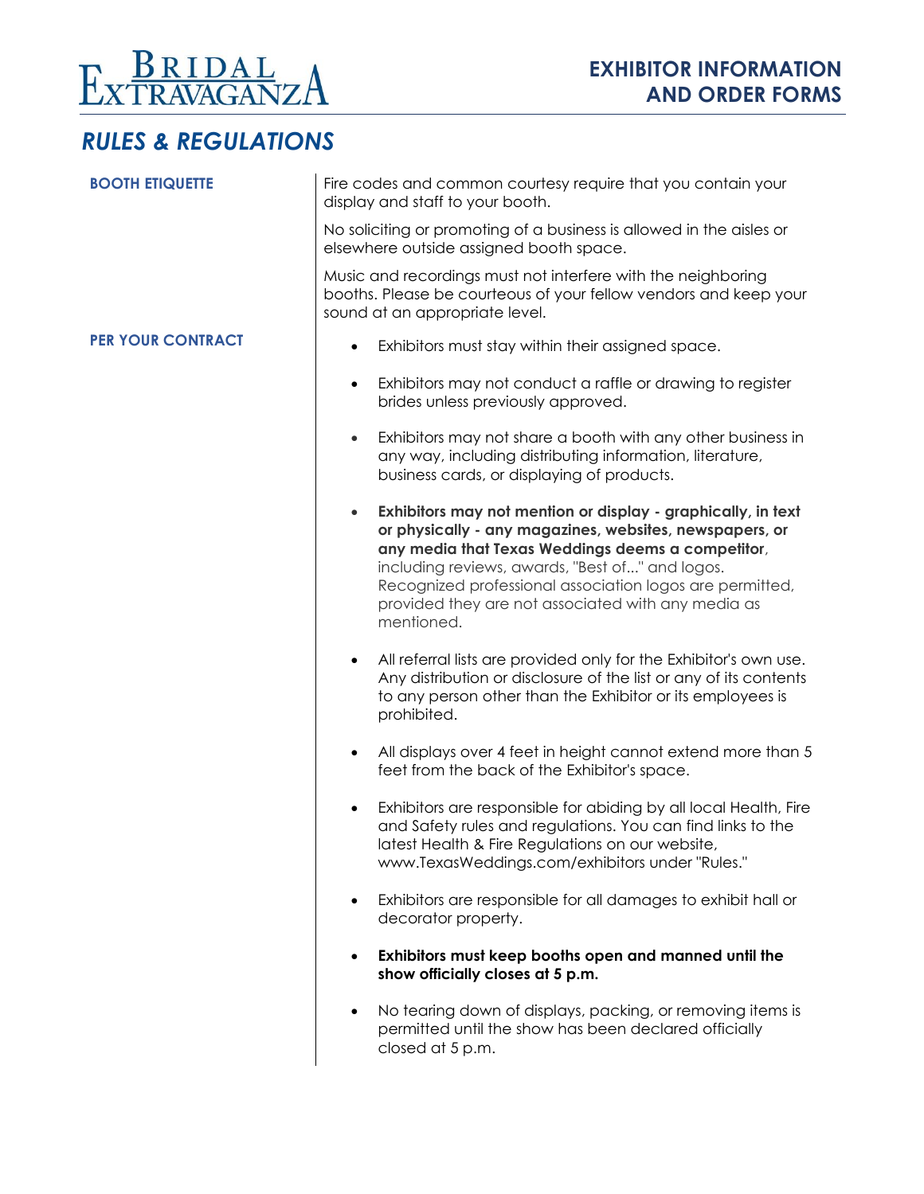# RULES & REGULATIONS

### BOOTH ETIQUETTE

Fire codes and common courtesy require that you contain your display and staff to your booth.

No soliciting or promoting of a business is allowed in the aisles or elsewhere outside assigned booth space.

Music and recordings must not interfere with the neighboring booths. Please be courteous of your fellow vendors and keep your sound at an appropriate level.

### PER YOUR CONTRACT

- Exhibitors must stay within their assigned space.
- Exhibitors may not conduct a raffle or drawing to register brides unless previously approved.
- Exhibitors may not share a booth with any other business in any way, including distributing information, literature, business cards, or displaying of products.
- **Exhibitors may not mention or display - graphically, in text or physically - any magazines, websites, newspapers, or any media that Texas Weddings deems a competitor**, including reviews, awards, "Best of..." and logos. Recognized professional association logos are permitted, provided they are not associated with any media as mentioned.
- All referral lists are provided only for the Exhibitor's own use. Any distribution or disclosure of the list or any of its contents to any person other than the Exhibitor or its employees is prohibited.
- All displays over 4 feet in height cannot extend more than 5 feet from the back of the Exhibitor's space.
- Exhibitors are responsible for abiding by all local Health, Fire and Safety rules and regulations. You can find links to the latest Health & Fire Regulations on our website, www.TexasWeddings.com/exhibitors under "Rules."
- Exhibitors are responsible for all damages to exhibit hall or decorator property.
- **Exhibitors must keep booths open and manned until the show officially closes at 5 p.m.**
- No tearing down of displays, packing, or removing items is permitted until the show has been declared officially closed at 5 p.m.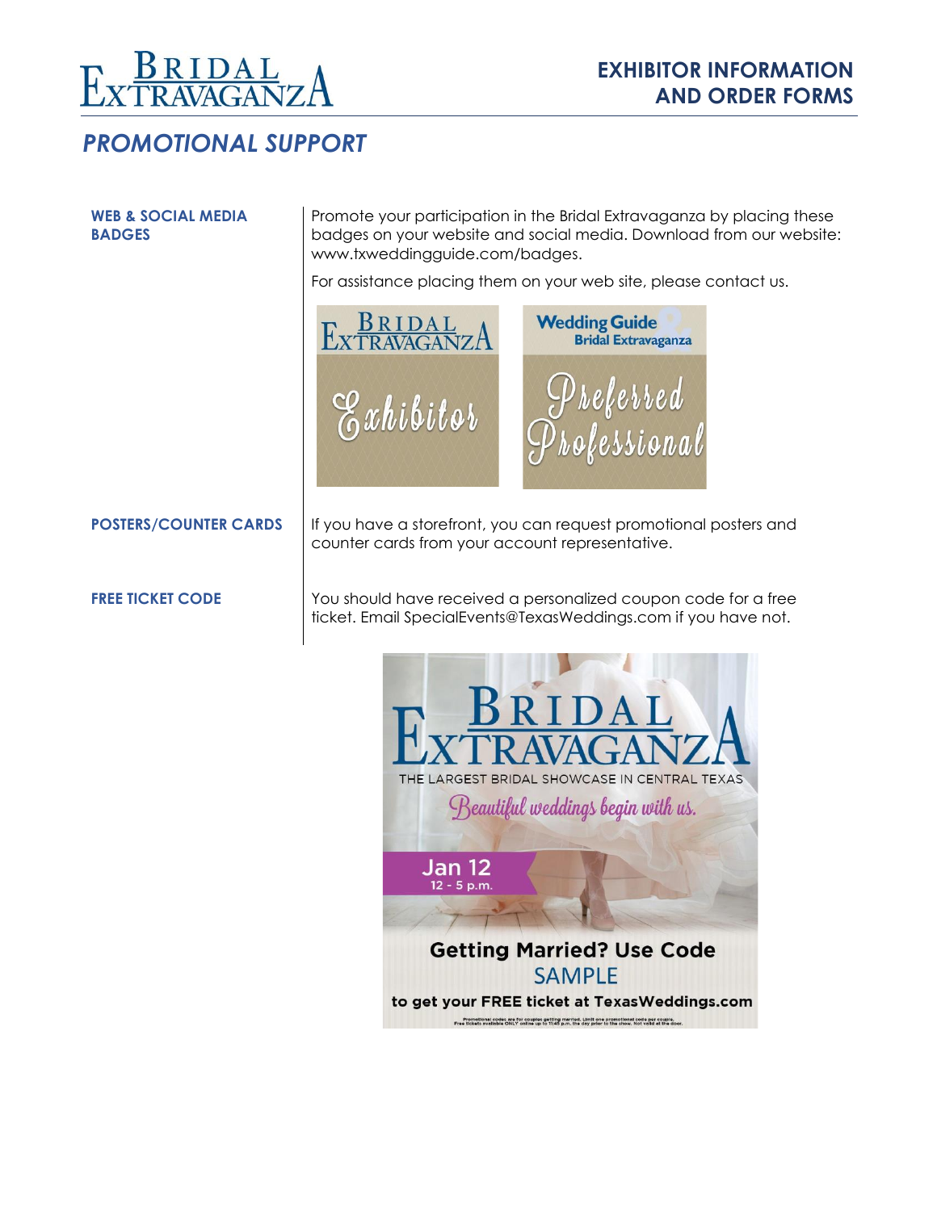# PROMOTIONAL SUPPORT

**WEB & SOCIAL MEDIA BADGES**

Promote your participation in the Bridal Extravaganza by placing these badges on your website and social media. Download from our website: www.txweddingguide.com/badges.

For assistance placing them on your web site, please contact us.

**POSTERS/COUNTER CARDS**

If you have a storefront, you can request promotional posters and counter cards from your account representative.

**FREE TICKET CODE**

You should have received a personalized coupon code for a free ticket. Email SpecialEvents@TexasWeddings.com if you have not.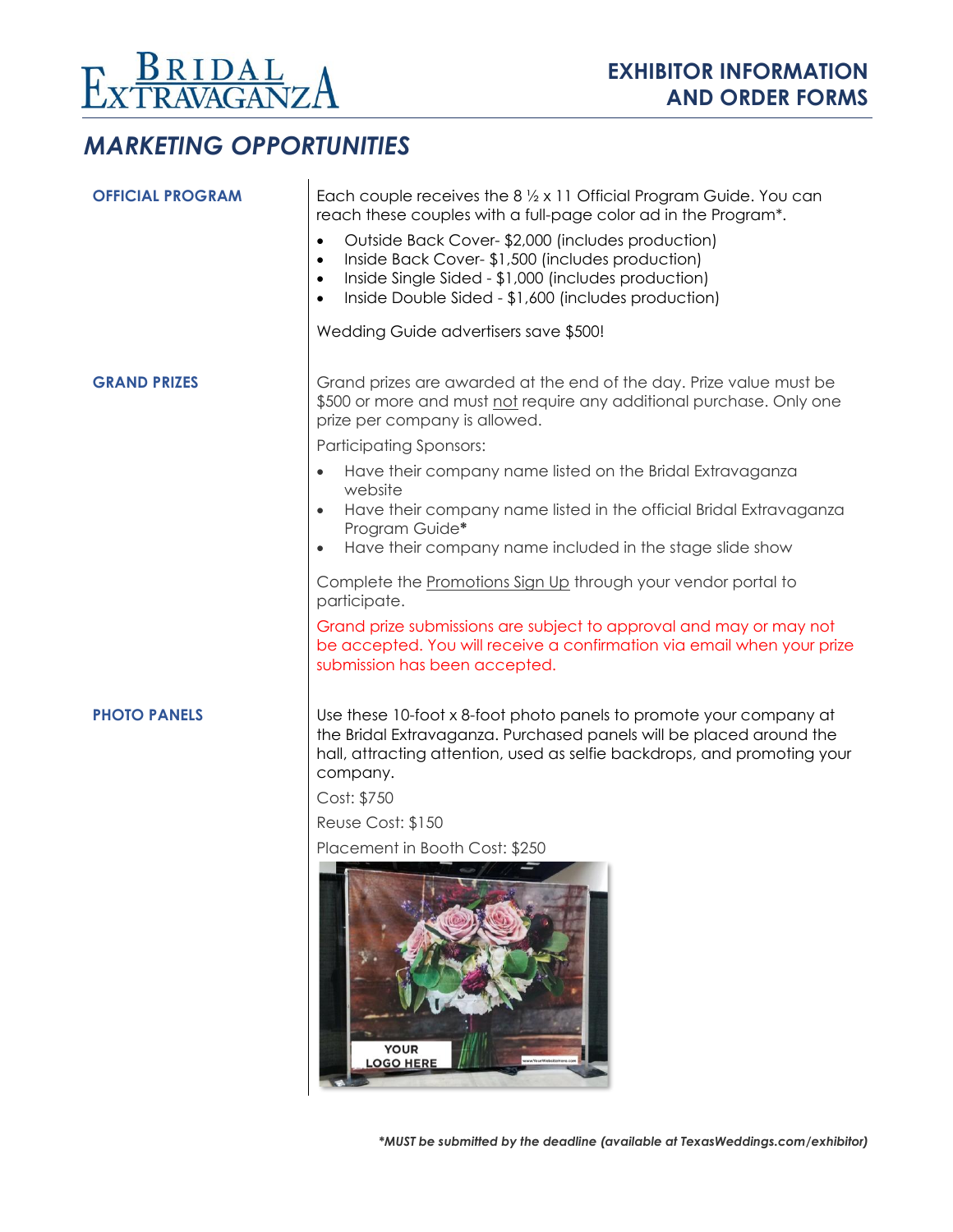# MARKETING OPPORTUNITIES

## OFFICIAL PROGRAM

Each couple receives the 8 ½ x 11 Official Program Guide. You can reach these couples with a full-page color ad in the Program*.

- Outside Back Cover- $2,000 (includes production)
- Inside Back Cover- $1,500 (includes production)
- Inside Single Sided - $1,000 (includes production)
- Inside Double Sided - $1,600 (includes production)

Wedding Guide advertisers save $500!

## GRAND PRIZES

Grand prizes are awarded at the end of the day. Prize value must be $500 or more and must not require any additional purchase. Only one prize per company is allowed.

Participating Sponsors:

- Have their company name listed on the Bridal Extravaganza website
- Have their company name listed in the official Bridal Extravaganza Program Guide*
- Have their company name included in the stage slide show

Complete the Promotions Sign Up through your vendor portal to participate.

Grand prize submissions are subject to approval and may or may not be accepted. You will receive a confirmation via email when your prize submission has been accepted.

## PHOTO PANELS

Use these 10-foot x 8-foot photo panels to promote your company at the Bridal Extravaganza. Purchased panels will be placed around the hall, attracting attention, used as selfie backdrops, and promoting your company.

Cost: $750

Reuse Cost: $150

Placement in Booth Cost: $250

*\*MUST be submitted by the deadline (available at TexasWeddings.com/exhibitor)*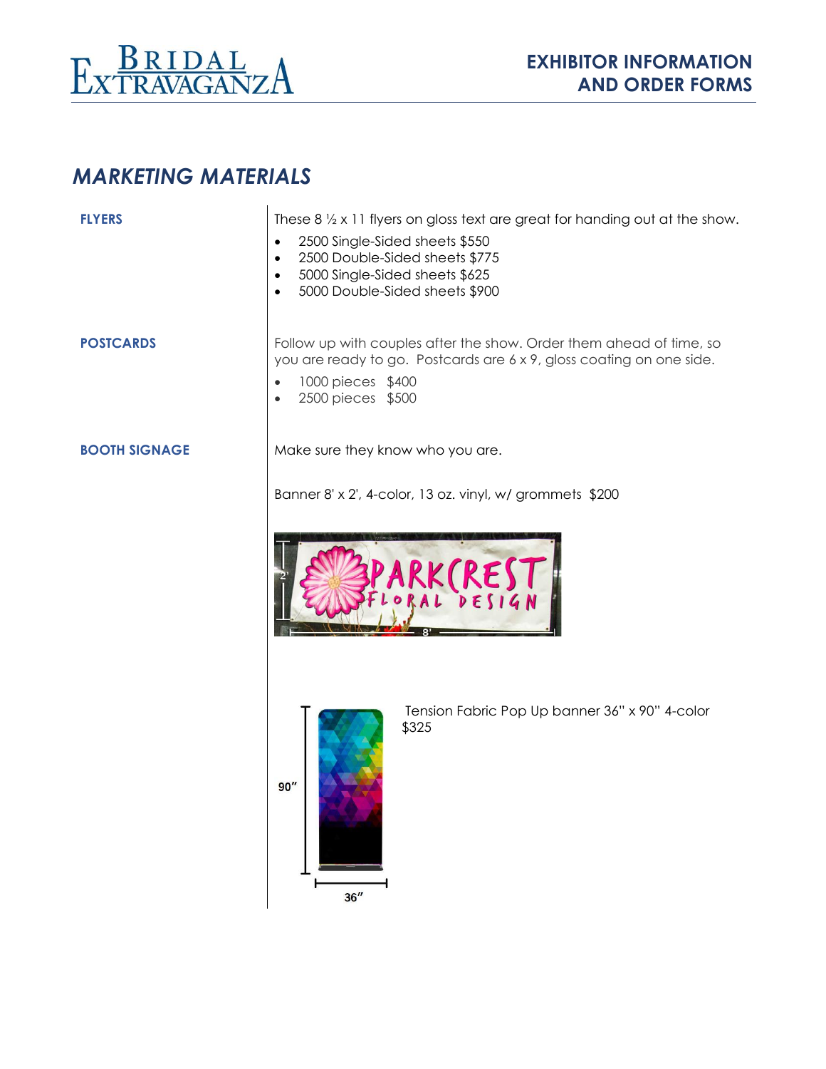## *MARKETING MATERIALS*

**FLYERS**

These 8 ½ x 11 flyers on gloss text are great for handing out at the show.

- 2500 Single-Sided sheets $550
- 2500 Double-Sided sheets $775
- 5000 Single-Sided sheets $625
- 5000 Double-Sided sheets $900

**POSTCARDS**

Follow up with couples after the show. Order them ahead of time, so you are ready to go. Postcards are 6 x 9, gloss coating on one side.

- 1000 pieces $400
- 2500 pieces $500

**BOOTH SIGNAGE**

Make sure they know who you are.

Banner 8' x 2', 4-color, 13 oz. vinyl, w/ grommets $200

Tension Fabric Pop Up banner 36" x 90" 4-color $325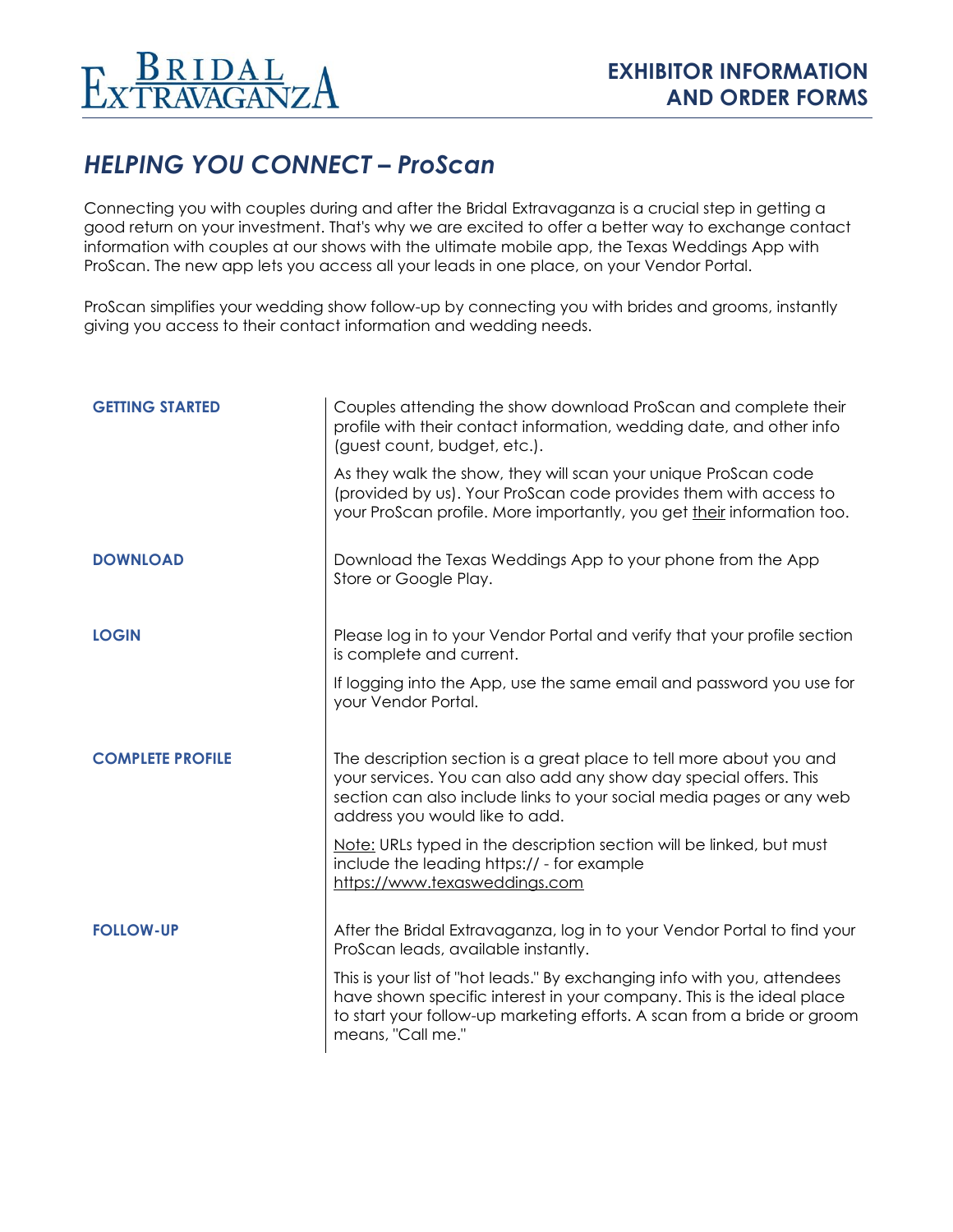# *HELPING YOU CONNECT – ProScan*

Connecting you with couples during and after the Bridal Extravaganza is a crucial step in getting a good return on your investment. That's why we are excited to offer a better way to exchange contact information with couples at our shows with the ultimate mobile app, the Texas Weddings App with ProScan. The new app lets you access all your leads in one place, on your Vendor Portal.

ProScan simplifies your wedding show follow-up by connecting you with brides and grooms, instantly giving you access to their contact information and wedding needs.

| | |
|---|---|
| **GETTING STARTED** | Couples attending the show download ProScan and complete their profile with their contact information, wedding date, and other info (guest count, budget, etc.).<br><br>As they walk the show, they will scan your unique ProScan code (provided by us). Your ProScan code provides them with access to your ProScan profile. More importantly, you get <u>their</u> information too. |
| **DOWNLOAD** | Download the Texas Weddings App to your phone from the App Store or Google Play. |
| **LOGIN** | Please log in to your Vendor Portal and verify that your profile section is complete and current.<br><br>If logging into the App, use the same email and password you use for your Vendor Portal. |
| **COMPLETE PROFILE** | The description section is a great place to tell more about you and your services. You can also add any show day special offers. This section can also include links to your social media pages or any web address you would like to add.<br><br><u>Note:</u> URLs typed in the description section will be linked, but must include the leading https:// - for example <u>https://www.texasweddings.com</u> |
| **FOLLOW-UP** | After the Bridal Extravaganza, log in to your Vendor Portal to find your ProScan leads, available instantly.<br><br>This is your list of "hot leads." By exchanging info with you, attendees have shown specific interest in your company. This is the ideal place to start your follow-up marketing efforts. A scan from a bride or groom means, "Call me." |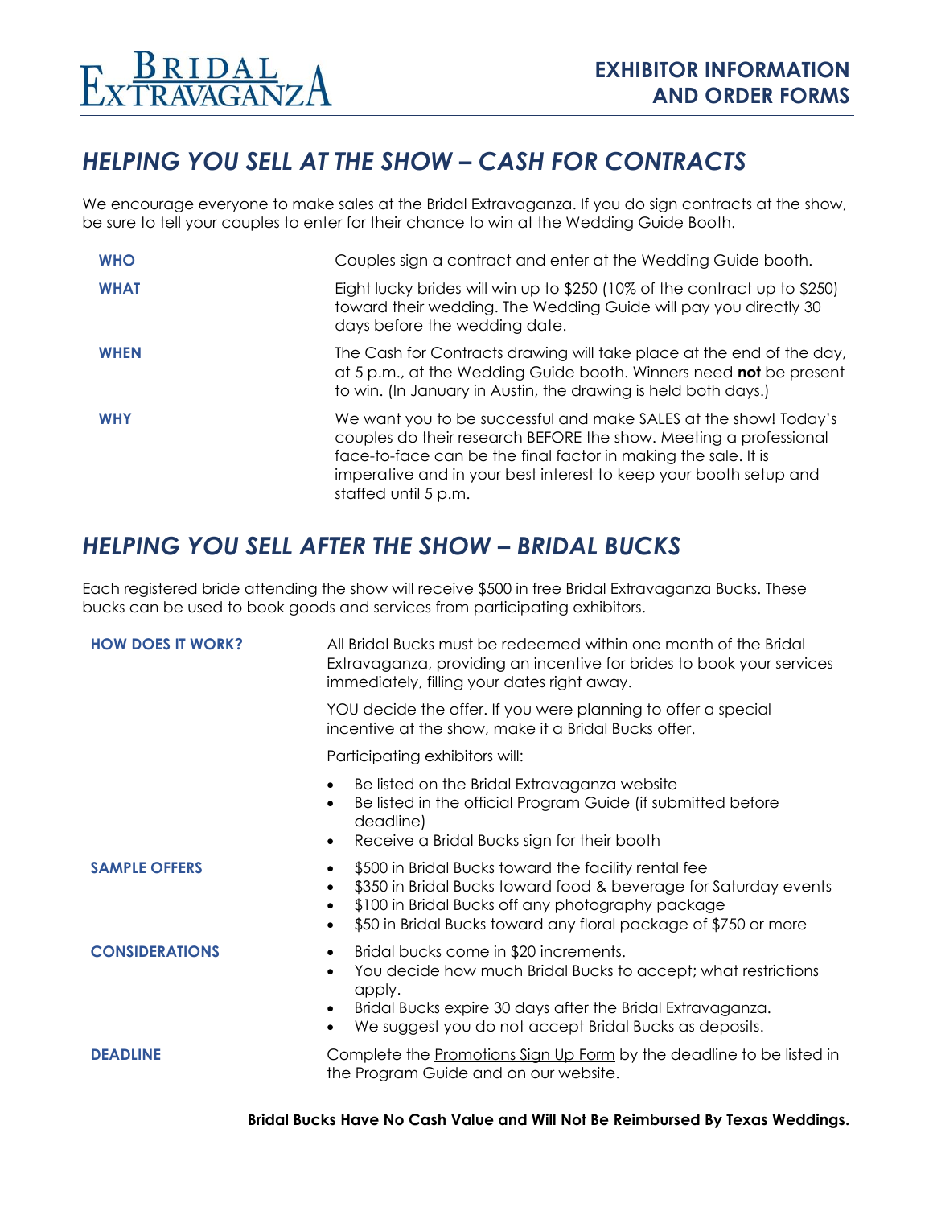# HELPING YOU SELL AT THE SHOW – CASH FOR CONTRACTS

We encourage everyone to make sales at the Bridal Extravaganza. If you do sign contracts at the show, be sure to tell your couples to enter for their chance to win at the Wedding Guide Booth.

| | |
|---|---|
| **WHO** | Couples sign a contract and enter at the Wedding Guide booth. |
| **WHAT** | Eight lucky brides will win up to $250 (10% of the contract up to $250) toward their wedding. The Wedding Guide will pay you directly 30 days before the wedding date. |
| **WHEN** | The Cash for Contracts drawing will take place at the end of the day, at 5 p.m., at the Wedding Guide booth. Winners need **not** be present to win. (In January in Austin, the drawing is held both days.) |
| **WHY** | We want you to be successful and make SALES at the show! Today's couples do their research BEFORE the show. Meeting a professional face-to-face can be the final factor in making the sale. It is imperative and in your best interest to keep your booth setup and staffed until 5 p.m. |

# HELPING YOU SELL AFTER THE SHOW – BRIDAL BUCKS

Each registered bride attending the show will receive $500 in free Bridal Extravaganza Bucks. These bucks can be used to book goods and services from participating exhibitors.

**HOW DOES IT WORK?**

All Bridal Bucks must be redeemed within one month of the Bridal Extravaganza, providing an incentive for brides to book your services immediately, filling your dates right away.

YOU decide the offer. If you were planning to offer a special incentive at the show, make it a Bridal Bucks offer.

Participating exhibitors will:

- Be listed on the Bridal Extravaganza website
- Be listed in the official Program Guide (if submitted before deadline)
- Receive a Bridal Bucks sign for their booth

**SAMPLE OFFERS**

- $500 in Bridal Bucks toward the facility rental fee
- $350 in Bridal Bucks toward food & beverage for Saturday events
- $100 in Bridal Bucks off any photography package
- $50 in Bridal Bucks toward any floral package of $750 or more

**CONSIDERATIONS**

- Bridal bucks come in $20 increments.
- You decide how much Bridal Bucks to accept; what restrictions apply.
- Bridal Bucks expire 30 days after the Bridal Extravaganza.
- We suggest you do not accept Bridal Bucks as deposits.

**DEADLINE**

Complete the Promotions Sign Up Form by the deadline to be listed in the Program Guide and on our website.

**Bridal Bucks Have No Cash Value and Will Not Be Reimbursed By Texas Weddings.**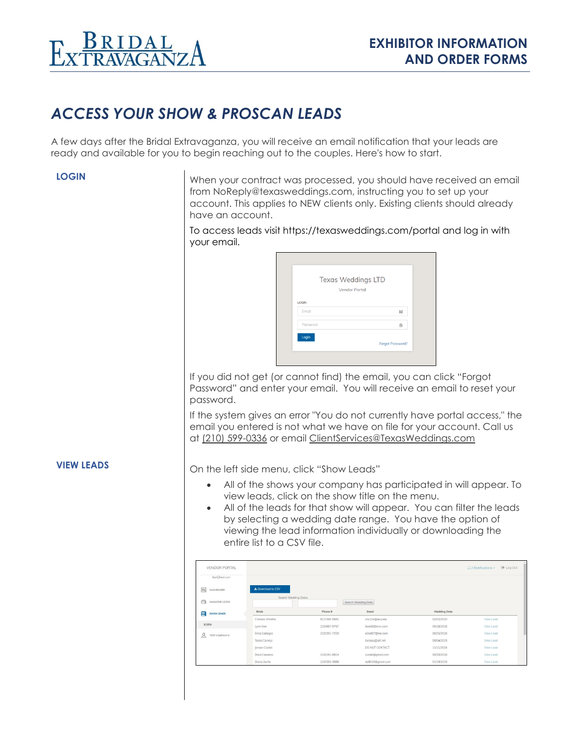# ACCESS YOUR SHOW & PROSCAN LEADS

A few days after the Bridal Extravaganza, you will receive an email notification that your leads are ready and available for you to begin reaching out to the couples. Here's how to start.

## LOGIN

When your contract was processed, you should have received an email from NoReply@texasweddings.com, instructing you to set up your account. This applies to NEW clients only. Existing clients should already have an account.

To access leads visit https://texasweddings.com/portal and log in with your email.

If you did not get (or cannot find) the email, you can click "Forgot Password" and enter your email. You will receive an email to reset your password.

If the system gives an error "You do not currently have portal access," the email you entered is not what we have on file for your account. Call us at (210) 599-0336 or email ClientServices@TexasWeddings.com

## VIEW LEADS

On the left side menu, click "Show Leads"

- All of the shows your company has participated in will appear. To view leads, click on the show title on the menu.
- All of the leads for that show will appear. You can filter the leads by selecting a wedding date range. You have the option of viewing the lead information individually or downloading the entire list to a CSV file.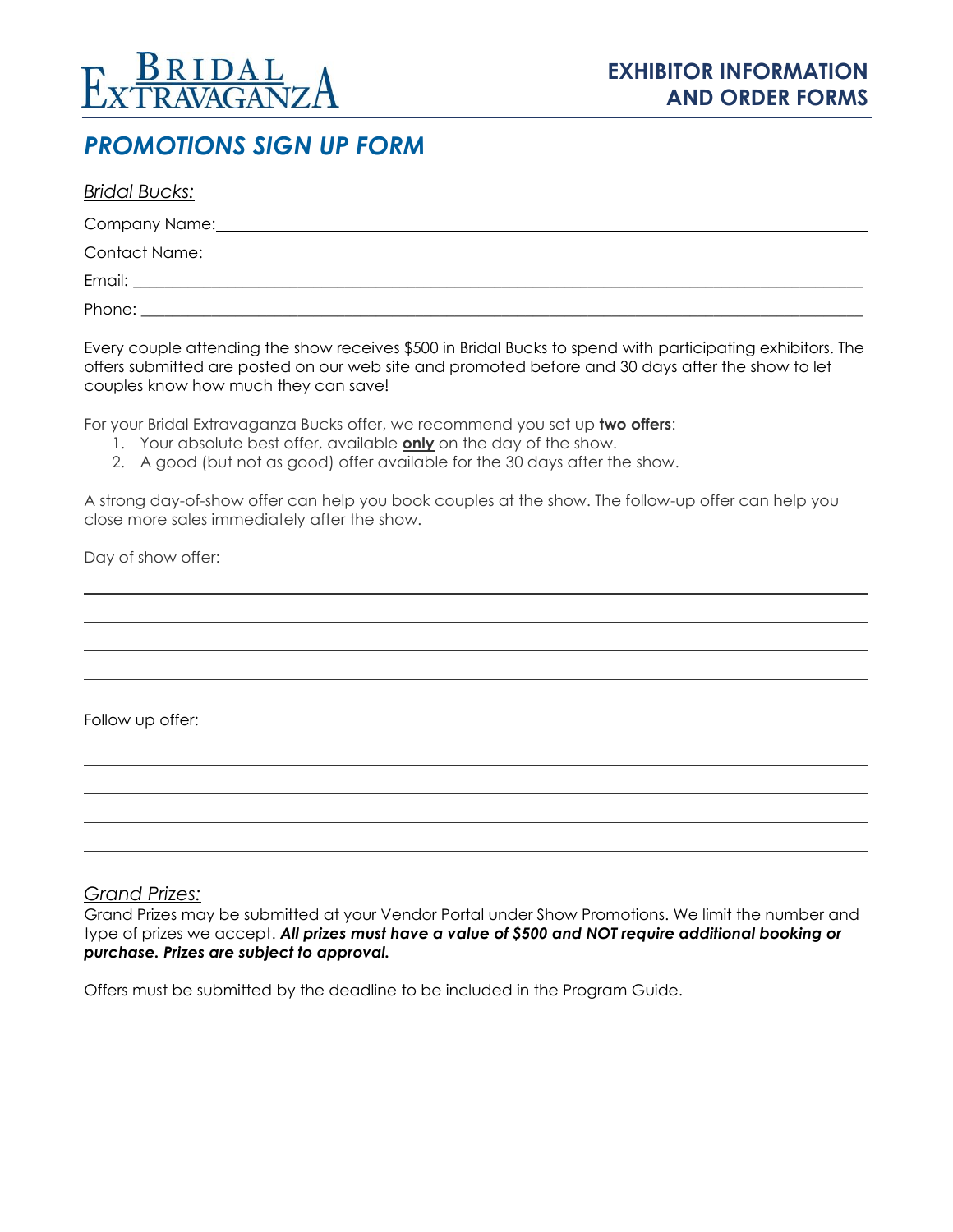# PROMOTIONS SIGN UP FORM

*Bridal Bucks:*

Company Name:\_\_\_\_\_\_\_\_\_\_\_\_\_\_\_\_\_\_\_\_\_\_\_\_\_\_\_\_\_\_\_\_\_\_\_\_\_\_\_\_

Contact Name:\_\_\_\_\_\_\_\_\_\_\_\_\_\_\_\_\_\_\_\_\_\_\_\_\_\_\_\_\_\_\_\_\_\_\_\_\_\_\_\_

Email: \_\_\_\_\_\_\_\_\_\_\_\_\_\_\_\_\_\_\_\_\_\_\_\_\_\_\_\_\_\_\_\_\_\_\_\_\_\_\_\_

Phone: \_\_\_\_\_\_\_\_\_\_\_\_\_\_\_\_\_\_\_\_\_\_\_\_\_\_\_\_\_\_\_\_\_\_\_\_\_\_\_\_

Every couple attending the show receives $500 in Bridal Bucks to spend with participating exhibitors. The offers submitted are posted on our web site and promoted before and 30 days after the show to let couples know how much they can save!

For your Bridal Extravaganza Bucks offer, we recommend you set up **two offers**:

1. Your absolute best offer, available **only** on the day of the show.
2. A good (but not as good) offer available for the 30 days after the show.

A strong day-of-show offer can help you book couples at the show. The follow-up offer can help you close more sales immediately after the show.

Day of show offer:

\_\_\_\_\_\_\_\_\_\_\_\_\_\_\_\_\_\_\_\_\_\_\_\_\_\_\_\_\_\_\_\_\_\_\_\_\_\_\_\_

\_\_\_\_\_\_\_\_\_\_\_\_\_\_\_\_\_\_\_\_\_\_\_\_\_\_\_\_\_\_\_\_\_\_\_\_\_\_\_\_

\_\_\_\_\_\_\_\_\_\_\_\_\_\_\_\_\_\_\_\_\_\_\_\_\_\_\_\_\_\_\_\_\_\_\_\_\_\_\_\_

\_\_\_\_\_\_\_\_\_\_\_\_\_\_\_\_\_\_\_\_\_\_\_\_\_\_\_\_\_\_\_\_\_\_\_\_\_\_\_\_

Follow up offer:

\_\_\_\_\_\_\_\_\_\_\_\_\_\_\_\_\_\_\_\_\_\_\_\_\_\_\_\_\_\_\_\_\_\_\_\_\_\_\_\_

\_\_\_\_\_\_\_\_\_\_\_\_\_\_\_\_\_\_\_\_\_\_\_\_\_\_\_\_\_\_\_\_\_\_\_\_\_\_\_\_

\_\_\_\_\_\_\_\_\_\_\_\_\_\_\_\_\_\_\_\_\_\_\_\_\_\_\_\_\_\_\_\_\_\_\_\_\_\_\_\_

\_\_\_\_\_\_\_\_\_\_\_\_\_\_\_\_\_\_\_\_\_\_\_\_\_\_\_\_\_\_\_\_\_\_\_\_\_\_\_\_

*Grand Prizes:*

Grand Prizes may be submitted at your Vendor Portal under Show Promotions. We limit the number and type of prizes we accept. ***All prizes must have a value of $500 and NOT require additional booking or purchase. Prizes are subject to approval.***

Offers must be submitted by the deadline to be included in the Program Guide.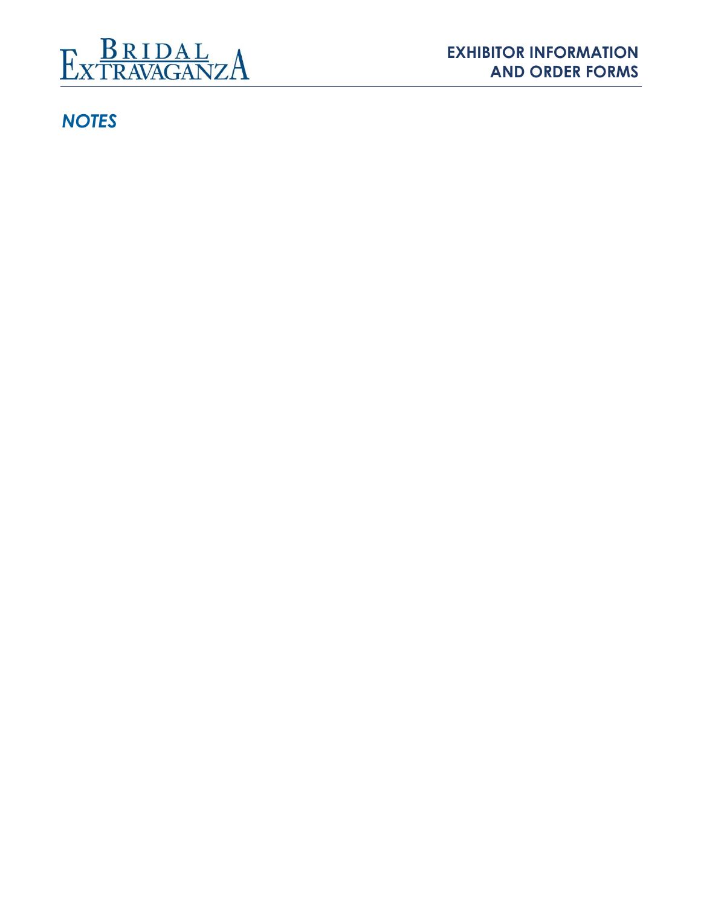## *NOTES*